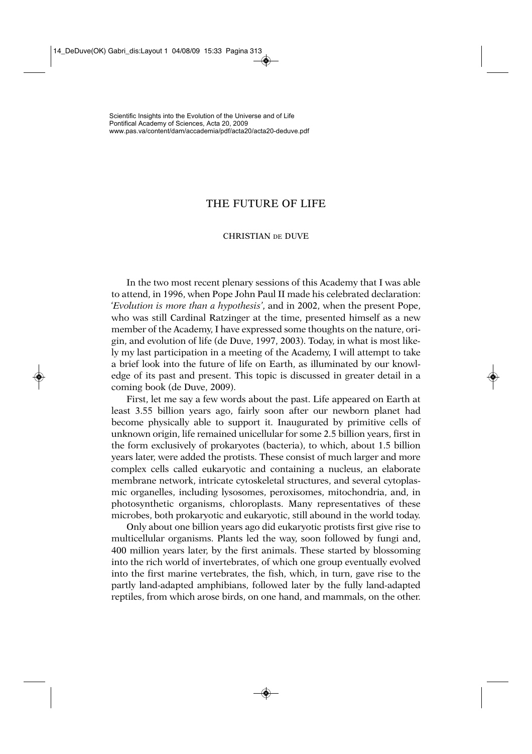Scientific Insights into the Evolution of the Universe and of Life
Pontifical Academy of Sciences, Acta 20, 2009
www.pas.va/content/dam/accademia/pdf/acta20/acta20-deduve.pdf

# THE FUTURE OF LIFE

CHRISTIAN DE DUVE

In the two most recent plenary sessions of this Academy that I was able to attend, in 1996, when Pope John Paul II made his celebrated declaration: '*Evolution is more than a hypothesis*', and in 2002, when the present Pope, who was still Cardinal Ratzinger at the time, presented himself as a new member of the Academy, I have expressed some thoughts on the nature, origin, and evolution of life (de Duve, 1997, 2003). Today, in what is most likely my last participation in a meeting of the Academy, I will attempt to take a brief look into the future of life on Earth, as illuminated by our knowledge of its past and present. This topic is discussed in greater detail in a coming book (de Duve, 2009).

First, let me say a few words about the past. Life appeared on Earth at least 3.55 billion years ago, fairly soon after our newborn planet had become physically able to support it. Inaugurated by primitive cells of unknown origin, life remained unicellular for some 2.5 billion years, first in the form exclusively of prokaryotes (bacteria), to which, about 1.5 billion years later, were added the protists. These consist of much larger and more complex cells called eukaryotic and containing a nucleus, an elaborate membrane network, intricate cytoskeletal structures, and several cytoplasmic organelles, including lysosomes, peroxisomes, mitochondria, and, in photosynthetic organisms, chloroplasts. Many representatives of these microbes, both prokaryotic and eukaryotic, still abound in the world today.

Only about one billion years ago did eukaryotic protists first give rise to multicellular organisms. Plants led the way, soon followed by fungi and, 400 million years later, by the first animals. These started by blossoming into the rich world of invertebrates, of which one group eventually evolved into the first marine vertebrates, the fish, which, in turn, gave rise to the partly land-adapted amphibians, followed later by the fully land-adapted reptiles, from which arose birds, on one hand, and mammals, on the other.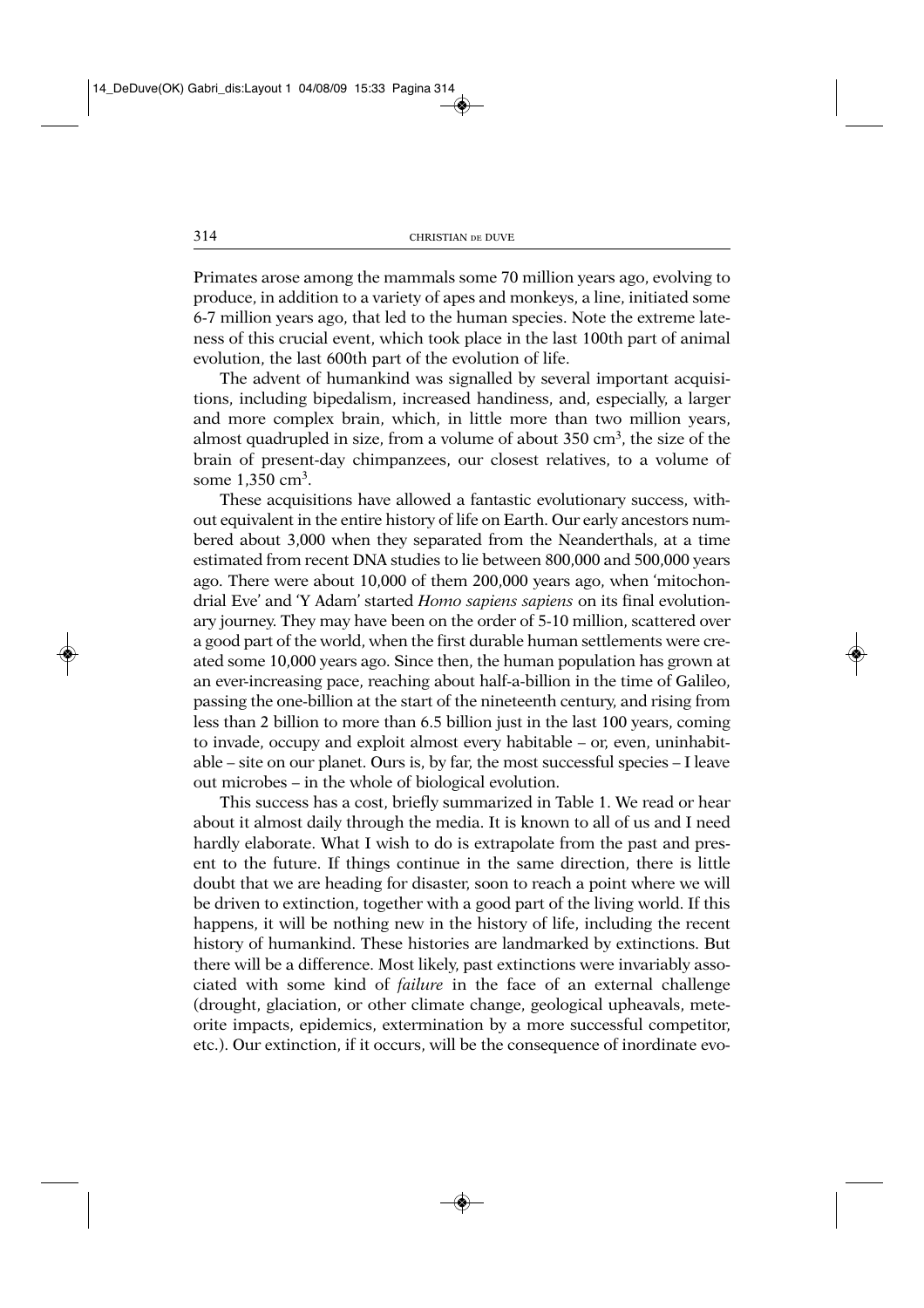Primates arose among the mammals some 70 million years ago, evolving to produce, in addition to a variety of apes and monkeys, a line, initiated some 6-7 million years ago, that led to the human species. Note the extreme lateness of this crucial event, which took place in the last 100th part of animal evolution, the last 600th part of the evolution of life.

The advent of humankind was signalled by several important acquisitions, including bipedalism, increased handiness, and, especially, a larger and more complex brain, which, in little more than two million years, almost quadrupled in size, from a volume of about 350 $cm^3$, the size of the brain of present-day chimpanzees, our closest relatives, to a volume of some 1,350 $cm^3$.

These acquisitions have allowed a fantastic evolutionary success, without equivalent in the entire history of life on Earth. Our early ancestors numbered about 3,000 when they separated from the Neanderthals, at a time estimated from recent DNA studies to lie between 800,000 and 500,000 years ago. There were about 10,000 of them 200,000 years ago, when 'mitochondrial Eve' and 'Y Adam' started *Homo sapiens sapiens* on its final evolutionary journey. They may have been on the order of 5-10 million, scattered over a good part of the world, when the first durable human settlements were created some 10,000 years ago. Since then, the human population has grown at an ever-increasing pace, reaching about half-a-billion in the time of Galileo, passing the one-billion at the start of the nineteenth century, and rising from less than 2 billion to more than 6.5 billion just in the last 100 years, coming to invade, occupy and exploit almost every habitable – or, even, uninhabitable – site on our planet. Ours is, by far, the most successful species – I leave out microbes – in the whole of biological evolution.

This success has a cost, briefly summarized in Table 1. We read or hear about it almost daily through the media. It is known to all of us and I need hardly elaborate. What I wish to do is extrapolate from the past and present to the future. If things continue in the same direction, there is little doubt that we are heading for disaster, soon to reach a point where we will be driven to extinction, together with a good part of the living world. If this happens, it will be nothing new in the history of life, including the recent history of humankind. These histories are landmarked by extinctions. But there will be a difference. Most likely, past extinctions were invariably associated with some kind of *failure* in the face of an external challenge (drought, glaciation, or other climate change, geological upheavals, meteorite impacts, epidemics, extermination by a more successful competitor, etc.). Our extinction, if it occurs, will be the consequence of inordinate evo-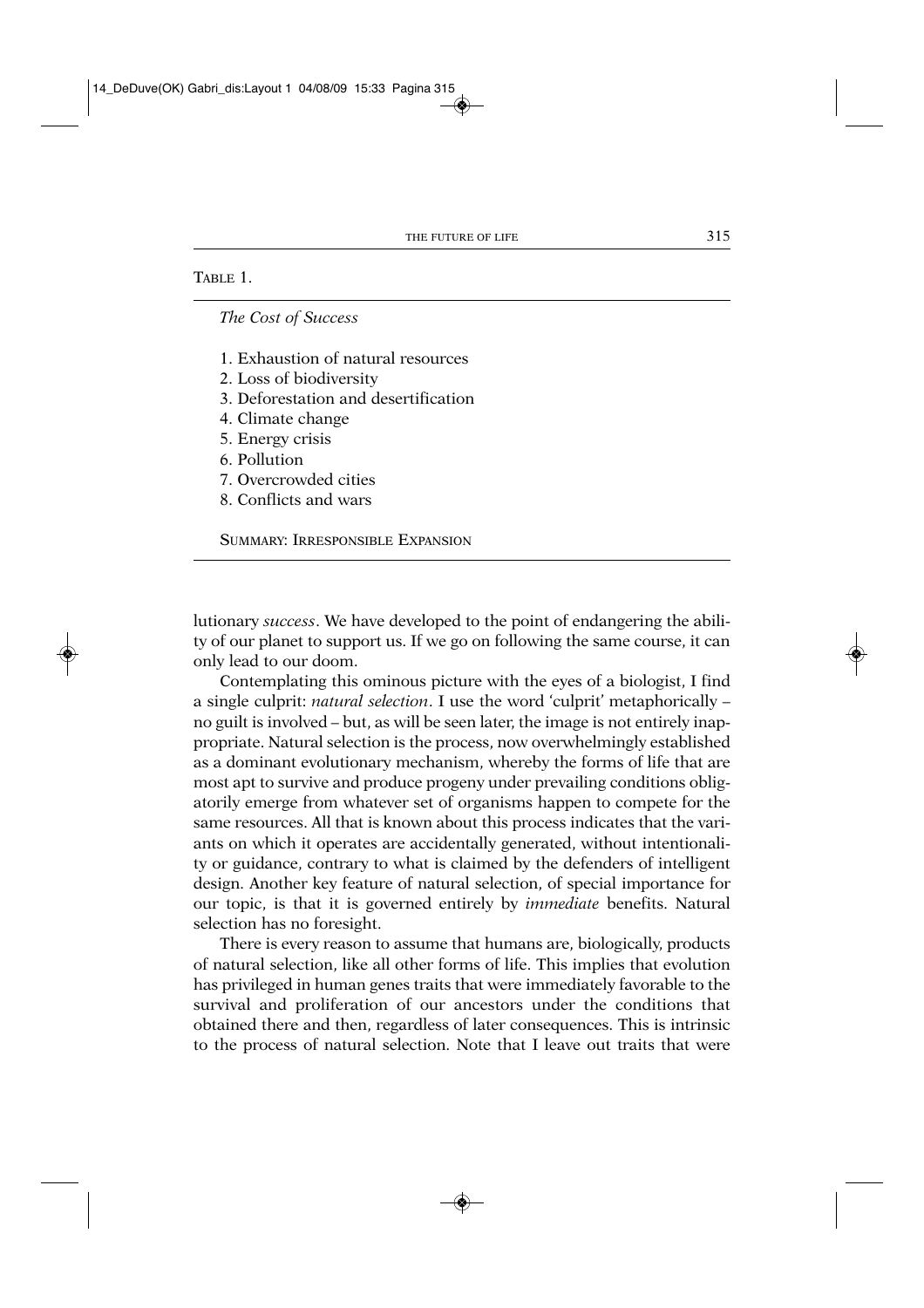TABLE 1.

*The Cost of Success*

1. Exhaustion of natural resources
2. Loss of biodiversity
3. Deforestation and desertification
4. Climate change
5. Energy crisis
6. Pollution
7. Overcrowded cities
8. Conflicts and wars

SUMMARY: IRRESPONSIBLE EXPANSION

lutionary *success*. We have developed to the point of endangering the ability of our planet to support us. If we go on following the same course, it can only lead to our doom.

Contemplating this ominous picture with the eyes of a biologist, I find a single culprit: *natural selection*. I use the word 'culprit' metaphorically – no guilt is involved – but, as will be seen later, the image is not entirely inappropriate. Natural selection is the process, now overwhelmingly established as a dominant evolutionary mechanism, whereby the forms of life that are most apt to survive and produce progeny under prevailing conditions obligatorily emerge from whatever set of organisms happen to compete for the same resources. All that is known about this process indicates that the variants on which it operates are accidentally generated, without intentionality or guidance, contrary to what is claimed by the defenders of intelligent design. Another key feature of natural selection, of special importance for our topic, is that it is governed entirely by *immediate* benefits. Natural selection has no foresight.

There is every reason to assume that humans are, biologically, products of natural selection, like all other forms of life. This implies that evolution has privileged in human genes traits that were immediately favorable to the survival and proliferation of our ancestors under the conditions that obtained there and then, regardless of later consequences. This is intrinsic to the process of natural selection. Note that I leave out traits that were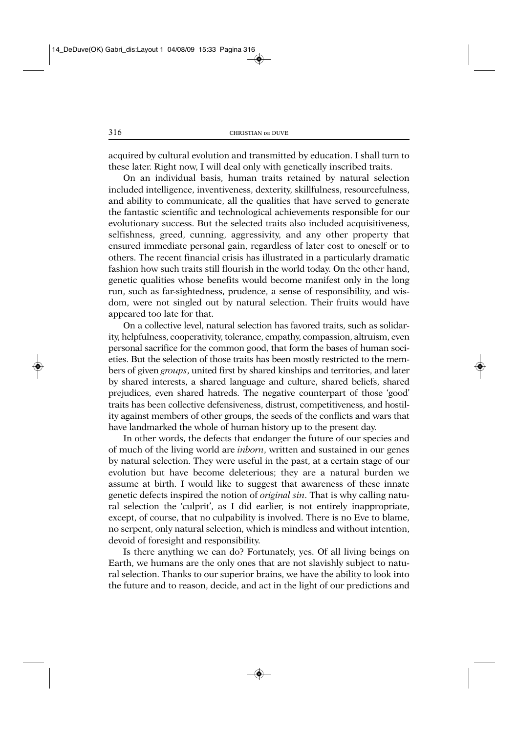acquired by cultural evolution and transmitted by education. I shall turn to these later. Right now, I will deal only with genetically inscribed traits.

On an individual basis, human traits retained by natural selection included intelligence, inventiveness, dexterity, skillfulness, resourcefulness, and ability to communicate, all the qualities that have served to generate the fantastic scientific and technological achievements responsible for our evolutionary success. But the selected traits also included acquisitiveness, selfishness, greed, cunning, aggressivity, and any other property that ensured immediate personal gain, regardless of later cost to oneself or to others. The recent financial crisis has illustrated in a particularly dramatic fashion how such traits still flourish in the world today. On the other hand, genetic qualities whose benefits would become manifest only in the long run, such as far-sightedness, prudence, a sense of responsibility, and wisdom, were not singled out by natural selection. Their fruits would have appeared too late for that.

On a collective level, natural selection has favored traits, such as solidarity, helpfulness, cooperativity, tolerance, empathy, compassion, altruism, even personal sacrifice for the common good, that form the bases of human societies. But the selection of those traits has been mostly restricted to the members of given *groups*, united first by shared kinships and territories, and later by shared interests, a shared language and culture, shared beliefs, shared prejudices, even shared hatreds. The negative counterpart of those 'good' traits has been collective defensiveness, distrust, competitiveness, and hostility against members of other groups, the seeds of the conflicts and wars that have landmarked the whole of human history up to the present day.

In other words, the defects that endanger the future of our species and of much of the living world are *inborn*, written and sustained in our genes by natural selection. They were useful in the past, at a certain stage of our evolution but have become deleterious; they are a natural burden we assume at birth. I would like to suggest that awareness of these innate genetic defects inspired the notion of *original sin*. That is why calling natural selection the 'culprit', as I did earlier, is not entirely inappropriate, except, of course, that no culpability is involved. There is no Eve to blame, no serpent, only natural selection, which is mindless and without intention, devoid of foresight and responsibility.

Is there anything we can do? Fortunately, yes. Of all living beings on Earth, we humans are the only ones that are not slavishly subject to natural selection. Thanks to our superior brains, we have the ability to look into the future and to reason, decide, and act in the light of our predictions and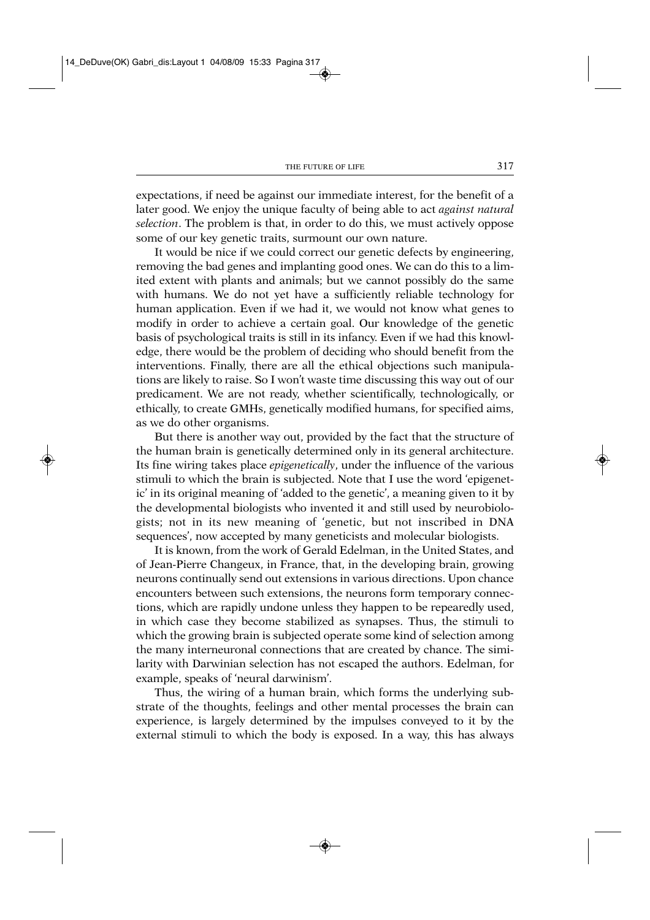expectations, if need be against our immediate interest, for the benefit of a later good. We enjoy the unique faculty of being able to act *against natural selection*. The problem is that, in order to do this, we must actively oppose some of our key genetic traits, surmount our own nature.

It would be nice if we could correct our genetic defects by engineering, removing the bad genes and implanting good ones. We can do this to a limited extent with plants and animals; but we cannot possibly do the same with humans. We do not yet have a sufficiently reliable technology for human application. Even if we had it, we would not know what genes to modify in order to achieve a certain goal. Our knowledge of the genetic basis of psychological traits is still in its infancy. Even if we had this knowledge, there would be the problem of deciding who should benefit from the interventions. Finally, there are all the ethical objections such manipulations are likely to raise. So I won't waste time discussing this way out of our predicament. We are not ready, whether scientifically, technologically, or ethically, to create GMHs, genetically modified humans, for specified aims, as we do other organisms.

But there is another way out, provided by the fact that the structure of the human brain is genetically determined only in its general architecture. Its fine wiring takes place *epigenetically*, under the influence of the various stimuli to which the brain is subjected. Note that I use the word 'epigenetic' in its original meaning of 'added to the genetic', a meaning given to it by the developmental biologists who invented it and still used by neurobiologists; not in its new meaning of 'genetic, but not inscribed in DNA sequences', now accepted by many geneticists and molecular biologists.

It is known, from the work of Gerald Edelman, in the United States, and of Jean-Pierre Changeux, in France, that, in the developing brain, growing neurons continually send out extensions in various directions. Upon chance encounters between such extensions, the neurons form temporary connections, which are rapidly undone unless they happen to be repeardly used, in which case they become stabilized as synapses. Thus, the stimuli to which the growing brain is subjected operate some kind of selection among the many interneuronal connections that are created by chance. The similarity with Darwinian selection has not escaped the authors. Edelman, for example, speaks of 'neural darwinism'.

Thus, the wiring of a human brain, which forms the underlying substrate of the thoughts, feelings and other mental processes the brain can experience, is largely determined by the impulses conveyed to it by the external stimuli to which the body is exposed. In a way, this has always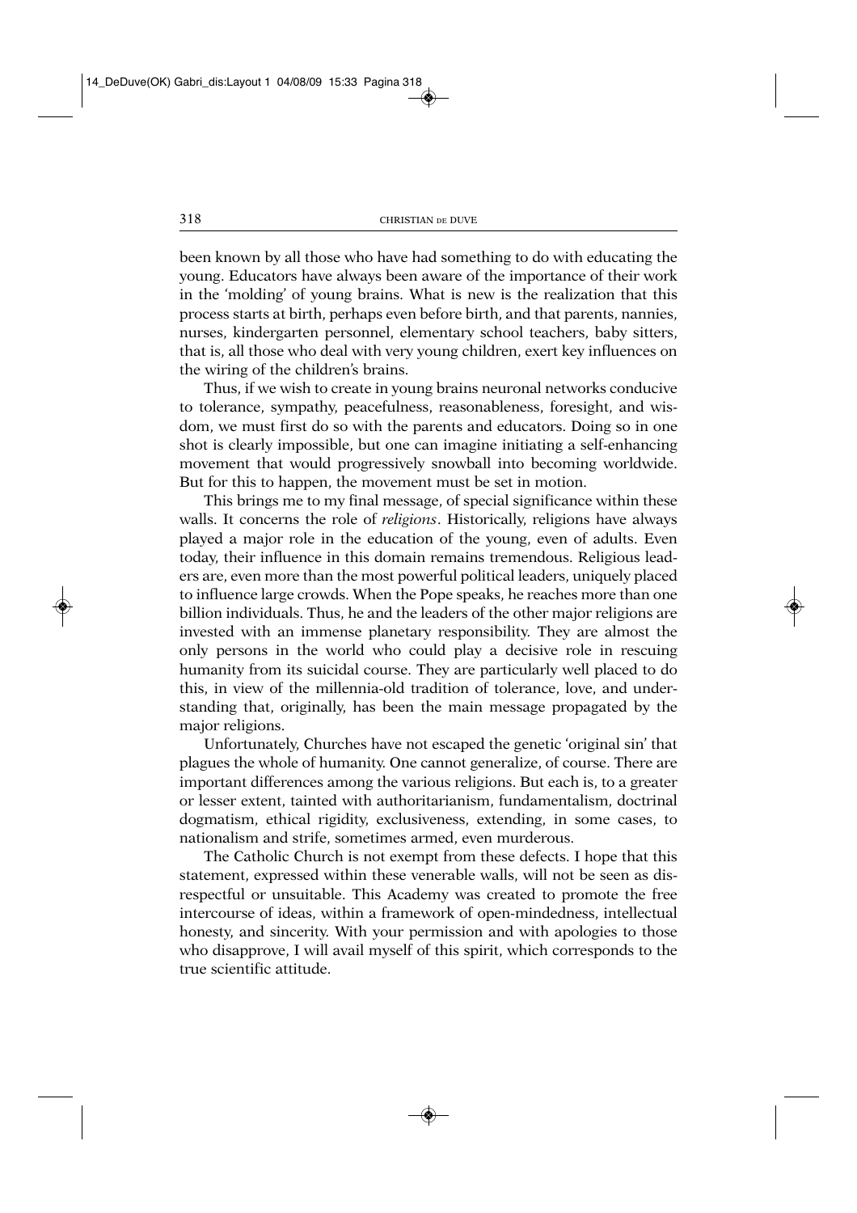been known by all those who have had something to do with educating the young. Educators have always been aware of the importance of their work in the 'molding' of young brains. What is new is the realization that this process starts at birth, perhaps even before birth, and that parents, nannies, nurses, kindergarten personnel, elementary school teachers, baby sitters, that is, all those who deal with very young children, exert key influences on the wiring of the children's brains.

Thus, if we wish to create in young brains neuronal networks conducive to tolerance, sympathy, peacefulness, reasonableness, foresight, and wisdom, we must first do so with the parents and educators. Doing so in one shot is clearly impossible, but one can imagine initiating a self-enhancing movement that would progressively snowball into becoming worldwide. But for this to happen, the movement must be set in motion.

This brings me to my final message, of special significance within these walls. It concerns the role of *religions*. Historically, religions have always played a major role in the education of the young, even of adults. Even today, their influence in this domain remains tremendous. Religious leaders are, even more than the most powerful political leaders, uniquely placed to influence large crowds. When the Pope speaks, he reaches more than one billion individuals. Thus, he and the leaders of the other major religions are invested with an immense planetary responsibility. They are almost the only persons in the world who could play a decisive role in rescuing humanity from its suicidal course. They are particularly well placed to do this, in view of the millennia-old tradition of tolerance, love, and understanding that, originally, has been the main message propagated by the major religions.

Unfortunately, Churches have not escaped the genetic 'original sin' that plagues the whole of humanity. One cannot generalize, of course. There are important differences among the various religions. But each is, to a greater or lesser extent, tainted with authoritarianism, fundamentalism, doctrinal dogmatism, ethical rigidity, exclusiveness, extending, in some cases, to nationalism and strife, sometimes armed, even murderous.

The Catholic Church is not exempt from these defects. I hope that this statement, expressed within these venerable walls, will not be seen as disrespectful or unsuitable. This Academy was created to promote the free intercourse of ideas, within a framework of open-mindedness, intellectual honesty, and sincerity. With your permission and with apologies to those who disapprove, I will avail myself of this spirit, which corresponds to the true scientific attitude.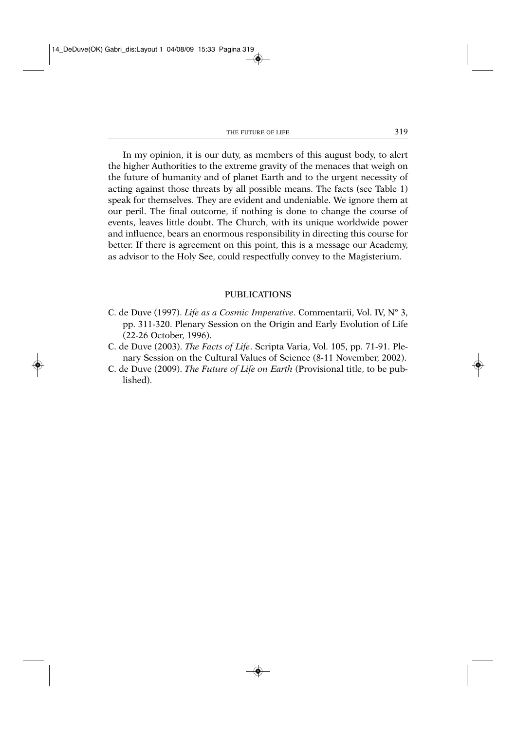In my opinion, it is our duty, as members of this august body, to alert the higher Authorities to the extreme gravity of the menaces that weigh on the future of humanity and of planet Earth and to the urgent necessity of acting against those threats by all possible means. The facts (see Table 1) speak for themselves. They are evident and undeniable. We ignore them at our peril. The final outcome, if nothing is done to change the course of events, leaves little doubt. The Church, with its unique worldwide power and influence, bears an enormous responsibility in directing this course for better. If there is agreement on this point, this is a message our Academy, as advisor to the Holy See, could respectfully convey to the Magisterium.

## PUBLICATIONS

- C. de Duve (1997). *Life as a Cosmic Imperative*. Commentarii, Vol. IV, N° 3, pp. 311-320. Plenary Session on the Origin and Early Evolution of Life (22-26 October, 1996).
- C. de Duve (2003). *The Facts of Life*. Scripta Varia, Vol. 105, pp. 71-91. Plenary Session on the Cultural Values of Science (8-11 November, 2002).
- C. de Duve (2009). *The Future of Life on Earth* (Provisional title, to be published).